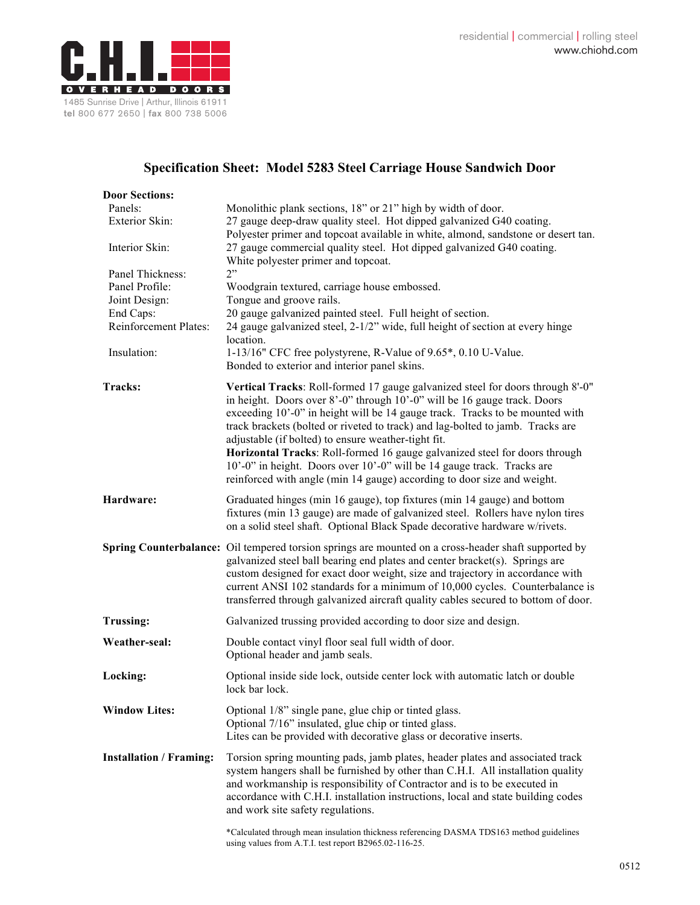C.H.I. OVERHEAD DOORS

1485 Sunrise Drive | Arthur, Illinois 61911
tel 800 677 2650 | fax 800 738 5006

residential | commercial | rolling steel
www.chiohd.com

# Specification Sheet: Model 5283 Steel Carriage House Sandwich Door

**Door Sections:**

| | |
|---|---|
| Panels: | Monolithic plank sections, 18" or 21" high by width of door. |
| Exterior Skin: | 27 gauge deep-draw quality steel. Hot dipped galvanized G40 coating. Polyester primer and topcoat available in white, almond, sandstone or desert tan. |
| Interior Skin: | 27 gauge commercial quality steel. Hot dipped galvanized G40 coating. White polyester primer and topcoat. |
| Panel Thickness: | 2" |
| Panel Profile: | Woodgrain textured, carriage house embossed. |
| Joint Design: | Tongue and groove rails. |
| End Caps: | 20 gauge galvanized painted steel. Full height of section. |
| Reinforcement Plates: | 24 gauge galvanized steel, 2-1/2" wide, full height of section at every hinge location. |
| Insulation: | 1-13/16" CFC free polystyrene, R-Value of 9.65*, 0.10 U-Value. Bonded to exterior and interior panel skins. |

**Tracks:** **Vertical Tracks**: Roll-formed 17 gauge galvanized steel for doors through 8'-0" in height. Doors over 8'-0" through 10'-0" will be 16 gauge track. Doors exceeding 10'-0" in height will be 14 gauge track. Tracks to be mounted with track brackets (bolted or riveted to track) and lag-bolted to jamb. Tracks are adjustable (if bolted) to ensure weather-tight fit.
**Horizontal Tracks**: Roll-formed 16 gauge galvanized steel for doors through 10'-0" in height. Doors over 10'-0" will be 14 gauge track. Tracks are reinforced with angle (min 14 gauge) according to door size and weight.

**Hardware:** Graduated hinges (min 16 gauge), top fixtures (min 14 gauge) and bottom fixtures (min 13 gauge) are made of galvanized steel. Rollers have nylon tires on a solid steel shaft. Optional Black Spade decorative hardware w/rivets.

**Spring Counterbalance:** Oil tempered torsion springs are mounted on a cross-header shaft supported by galvanized steel ball bearing end plates and center bracket(s). Springs are custom designed for exact door weight, size and trajectory in accordance with current ANSI 102 standards for a minimum of 10,000 cycles. Counterbalance is transferred through galvanized aircraft quality cables secured to bottom of door.

**Trussing:** Galvanized trussing provided according to door size and design.

**Weather-seal:** Double contact vinyl floor seal full width of door.
Optional header and jamb seals.

**Locking:** Optional inside side lock, outside center lock with automatic latch or double lock bar lock.

**Window Lites:** Optional 1/8" single pane, glue chip or tinted glass.
Optional 7/16" insulated, glue chip or tinted glass.
Lites can be provided with decorative glass or decorative inserts.

**Installation / Framing:** Torsion spring mounting pads, jamb plates, header plates and associated track system hangers shall be furnished by other than C.H.I. All installation quality and workmanship is responsibility of Contractor and is to be executed in accordance with C.H.I. installation instructions, local and state building codes and work site safety regulations.

*Calculated through mean insulation thickness referencing DASMA TDS163 method guidelines using values from A.T.I. test report B2965.02-116-25.

0512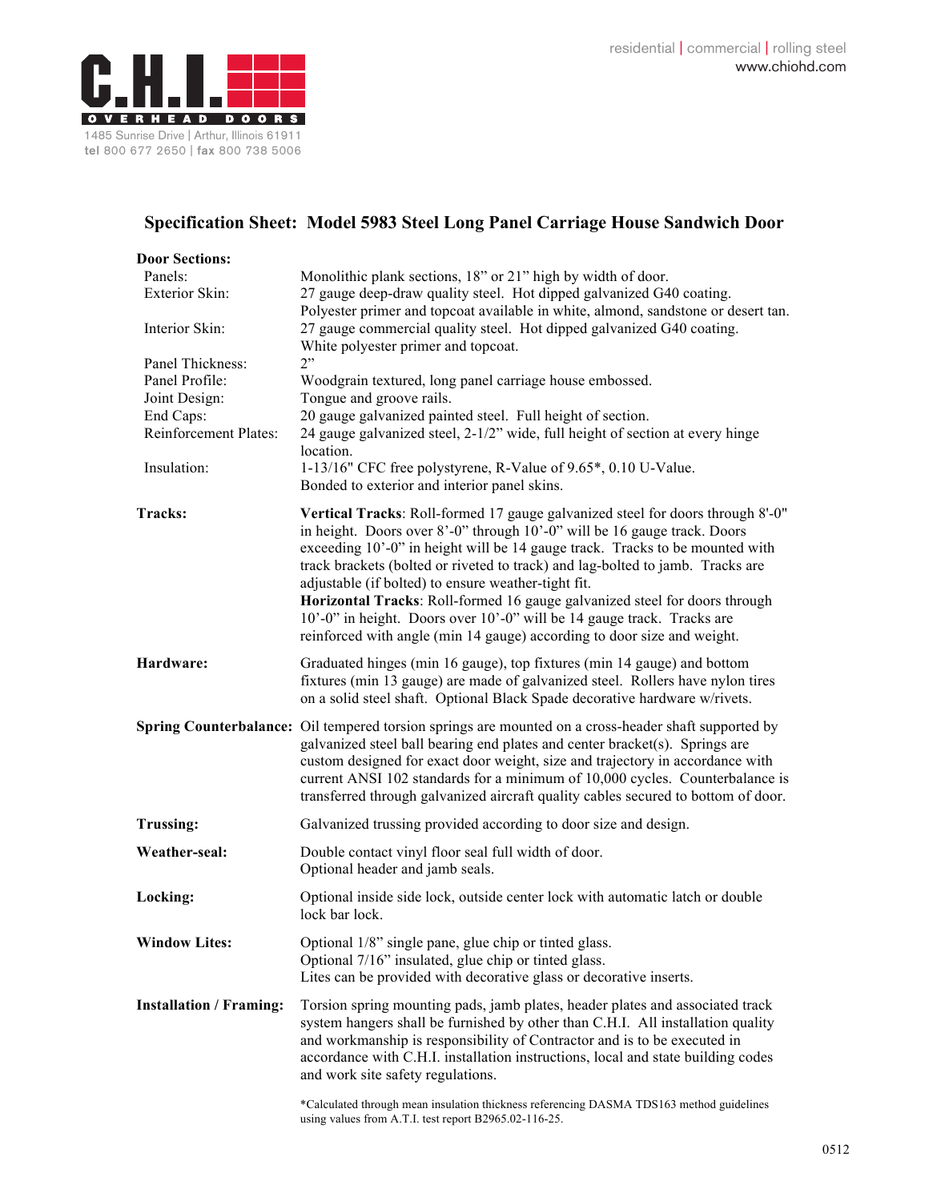C.H.I. OVERHEAD DOORS
1485 Sunrise Drive | Arthur, Illinois 61911
tel 800 677 2650 | fax 800 738 5006

residential | commercial | rolling steel
www.chiohd.com

# Specification Sheet: Model 5983 Steel Long Panel Carriage House Sandwich Door

**Door Sections:**

| | |
|---|---|
| Panels: | Monolithic plank sections, 18" or 21" high by width of door. |
| Exterior Skin: | 27 gauge deep-draw quality steel. Hot dipped galvanized G40 coating. Polyester primer and topcoat available in white, almond, sandstone or desert tan. |
| Interior Skin: | 27 gauge commercial quality steel. Hot dipped galvanized G40 coating. White polyester primer and topcoat. |
| Panel Thickness: | 2" |
| Panel Profile: | Woodgrain textured, long panel carriage house embossed. |
| Joint Design: | Tongue and groove rails. |
| End Caps: | 20 gauge galvanized painted steel. Full height of section. |
| Reinforcement Plates: | 24 gauge galvanized steel, 2-1/2" wide, full height of section at every hinge location. |
| Insulation: | 1-13/16" CFC free polystyrene, R-Value of 9.65*, 0.10 U-Value. Bonded to exterior and interior panel skins. |

**Tracks:** **Vertical Tracks**: Roll-formed 17 gauge galvanized steel for doors through 8'-0" in height. Doors over 8'-0" through 10'-0" will be 16 gauge track. Doors exceeding 10'-0" in height will be 14 gauge track. Tracks to be mounted with track brackets (bolted or riveted to track) and lag-bolted to jamb. Tracks are adjustable (if bolted) to ensure weather-tight fit.
**Horizontal Tracks**: Roll-formed 16 gauge galvanized steel for doors through 10'-0" in height. Doors over 10'-0" will be 14 gauge track. Tracks are reinforced with angle (min 14 gauge) according to door size and weight.

**Hardware:** Graduated hinges (min 16 gauge), top fixtures (min 14 gauge) and bottom fixtures (min 13 gauge) are made of galvanized steel. Rollers have nylon tires on a solid steel shaft. Optional Black Spade decorative hardware w/rivets.

**Spring Counterbalance:** Oil tempered torsion springs are mounted on a cross-header shaft supported by galvanized steel ball bearing end plates and center bracket(s). Springs are custom designed for exact door weight, size and trajectory in accordance with current ANSI 102 standards for a minimum of 10,000 cycles. Counterbalance is transferred through galvanized aircraft quality cables secured to bottom of door.

**Trussing:** Galvanized trussing provided according to door size and design.

**Weather-seal:** Double contact vinyl floor seal full width of door. Optional header and jamb seals.

**Locking:** Optional inside side lock, outside center lock with automatic latch or double lock bar lock.

**Window Lites:** Optional 1/8" single pane, glue chip or tinted glass. Optional 7/16" insulated, glue chip or tinted glass. Lites can be provided with decorative glass or decorative inserts.

**Installation / Framing:** Torsion spring mounting pads, jamb plates, header plates and associated track system hangers shall be furnished by other than C.H.I. All installation quality and workmanship is responsibility of Contractor and is to be executed in accordance with C.H.I. installation instructions, local and state building codes and work site safety regulations.

*Calculated through mean insulation thickness referencing DASMA TDS163 method guidelines using values from A.T.I. test report B2965.02-116-25.

0512